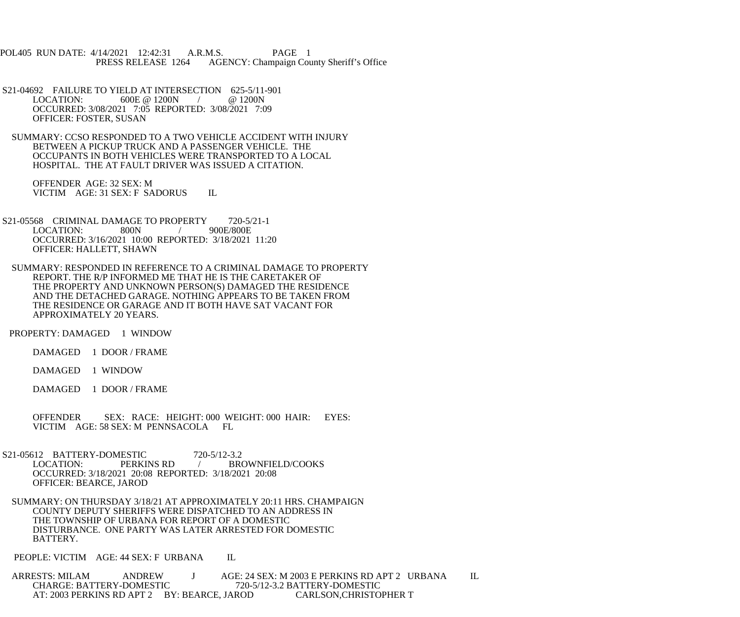POL405 RUN DATE: 4/14/2021 12:42:31 A.R.M.S. PAGE 1
PRESS RELEASE 1264 AGENCY: Champaign County Sheriff's Office

S21-04692 FAILURE TO YIELD AT INTERSECTION 625-5/11-901
LOCATION: 600E @ 1200N / @ 1200N
OCCURRED: 3/08/2021 7:05 REPORTED: 3/08/2021 7:09
OFFICER: FOSTER, SUSAN

SUMMARY: CCSO RESPONDED TO A TWO VEHICLE ACCIDENT WITH INJURY BETWEEN A PICKUP TRUCK AND A PASSENGER VEHICLE. THE OCCUPANTS IN BOTH VEHICLES WERE TRANSPORTED TO A LOCAL HOSPITAL. THE AT FAULT DRIVER WAS ISSUED A CITATION.

OFFENDER AGE: 32 SEX: M
VICTIM AGE: 31 SEX: F SADORUS IL

S21-05568 CRIMINAL DAMAGE TO PROPERTY 720-5/21-1
LOCATION: 800N / 900E/800E
OCCURRED: 3/16/2021 10:00 REPORTED: 3/18/2021 11:20
OFFICER: HALLETT, SHAWN

SUMMARY: RESPONDED IN REFERENCE TO A CRIMINAL DAMAGE TO PROPERTY REPORT. THE R/P INFORMED ME THAT HE IS THE CARETAKER OF THE PROPERTY AND UNKNOWN PERSON(S) DAMAGED THE RESIDENCE AND THE DETACHED GARAGE. NOTHING APPEARS TO BE TAKEN FROM THE RESIDENCE OR GARAGE AND IT BOTH HAVE SAT VACANT FOR APPROXIMATELY 20 YEARS.

PROPERTY: DAMAGED 1 WINDOW

DAMAGED 1 DOOR / FRAME

DAMAGED 1 WINDOW

DAMAGED 1 DOOR / FRAME

OFFENDER SEX: RACE: HEIGHT: 000 WEIGHT: 000 HAIR: EYES:
VICTIM AGE: 58 SEX: M PENNSACOLA FL

S21-05612 BATTERY-DOMESTIC 720-5/12-3.2
LOCATION: PERKINS RD / BROWNFIELD/COOKS
OCCURRED: 3/18/2021 20:08 REPORTED: 3/18/2021 20:08
OFFICER: BEARCE, JAROD

SUMMARY: ON THURSDAY 3/18/21 AT APPROXIMATELY 20:11 HRS. CHAMPAIGN COUNTY DEPUTY SHERIFFS WERE DISPATCHED TO AN ADDRESS IN THE TOWNSHIP OF URBANA FOR REPORT OF A DOMESTIC DISTURBANCE. ONE PARTY WAS LATER ARRESTED FOR DOMESTIC BATTERY.

PEOPLE: VICTIM AGE: 44 SEX: F URBANA IL

ARRESTS: MILAM ANDREW J AGE: 24 SEX: M 2003 E PERKINS RD APT 2 URBANA IL
CHARGE: BATTERY-DOMESTIC 720-5/12-3.2 BATTERY-DOMESTIC
AT: 2003 PERKINS RD APT 2 BY: BEARCE, JAROD CARLSON,CHRISTOPHER T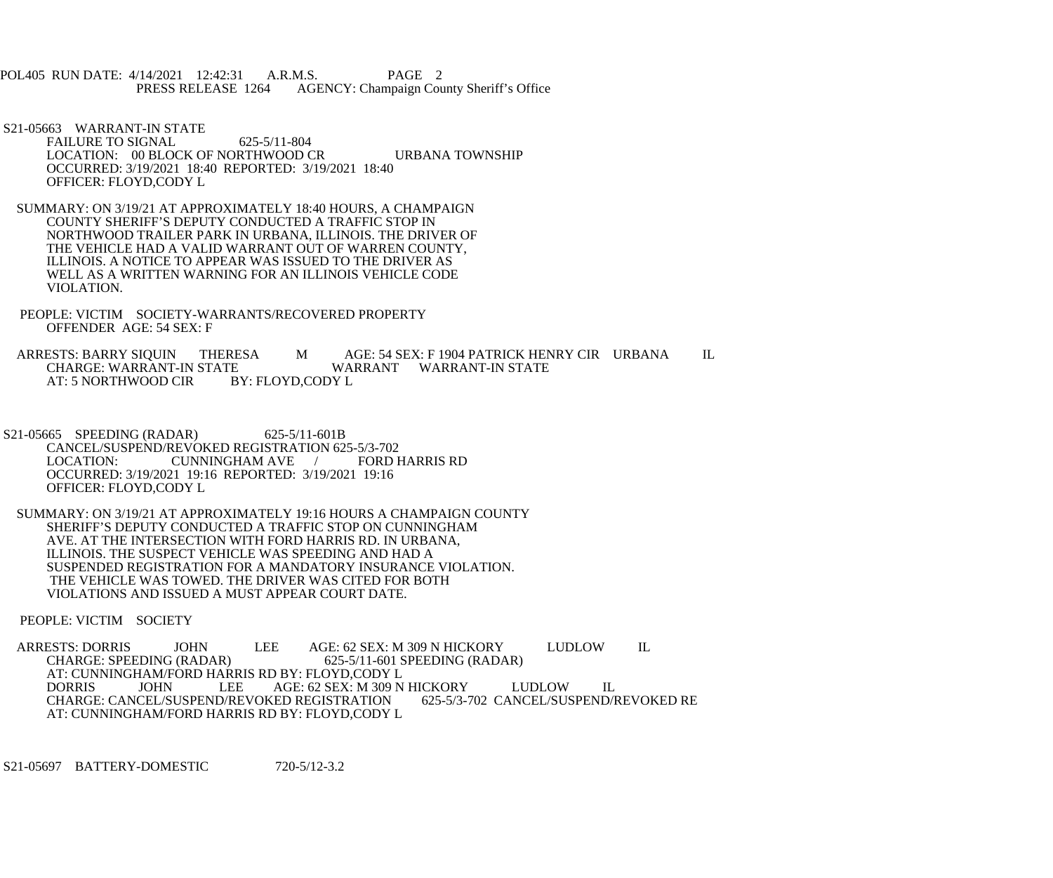S21-05663 WARRANT-IN STATE
FAILURE TO SIGNAL 625-5/11-804
LOCATION: 00 BLOCK OF NORTHWOOD CR URBANA TOWNSHIP
OCCURRED: 3/19/2021 18:40 REPORTED: 3/19/2021 18:40
OFFICER: FLOYD,CODY L

SUMMARY: ON 3/19/21 AT APPROXIMATELY 18:40 HOURS, A CHAMPAIGN COUNTY SHERIFF'S DEPUTY CONDUCTED A TRAFFIC STOP IN NORTHWOOD TRAILER PARK IN URBANA, ILLINOIS. THE DRIVER OF THE VEHICLE HAD A VALID WARRANT OUT OF WARREN COUNTY, ILLINOIS. A NOTICE TO APPEAR WAS ISSUED TO THE DRIVER AS WELL AS A WRITTEN WARNING FOR AN ILLINOIS VEHICLE CODE VIOLATION.

PEOPLE: VICTIM SOCIETY-WARRANTS/RECOVERED PROPERTY
OFFENDER AGE: 54 SEX: F

ARRESTS: BARRY SIQUIN THERESA M AGE: 54 SEX: F 1904 PATRICK HENRY CIR URBANA IL
CHARGE: WARRANT-IN STATE WARRANT WARRANT-IN STATE
AT: 5 NORTHWOOD CIR BY: FLOYD,CODY L

S21-05665 SPEEDING (RADAR) 625-5/11-601B
CANCEL/SUSPEND/REVOKED REGISTRATION 625-5/3-702
LOCATION: CUNNINGHAM AVE / FORD HARRIS RD
OCCURRED: 3/19/2021 19:16 REPORTED: 3/19/2021 19:16
OFFICER: FLOYD,CODY L

SUMMARY: ON 3/19/21 AT APPROXIMATELY 19:16 HOURS A CHAMPAIGN COUNTY SHERIFF'S DEPUTY CONDUCTED A TRAFFIC STOP ON CUNNINGHAM AVE. AT THE INTERSECTION WITH FORD HARRIS RD. IN URBANA, ILLINOIS. THE SUSPECT VEHICLE WAS SPEEDING AND HAD A SUSPENDED REGISTRATION FOR A MANDATORY INSURANCE VIOLATION. THE VEHICLE WAS TOWED. THE DRIVER WAS CITED FOR BOTH VIOLATIONS AND ISSUED A MUST APPEAR COURT DATE.

PEOPLE: VICTIM SOCIETY

ARRESTS: DORRIS JOHN LEE AGE: 62 SEX: M 309 N HICKORY LUDLOW IL
CHARGE: SPEEDING (RADAR) 625-5/11-601 SPEEDING (RADAR)
AT: CUNNINGHAM/FORD HARRIS RD BY: FLOYD,CODY L
DORRIS JOHN LEE AGE: 62 SEX: M 309 N HICKORY LUDLOW IL
CHARGE: CANCEL/SUSPEND/REVOKED REGISTRATION 625-5/3-702 CANCEL/SUSPEND/REVOKED RE
AT: CUNNINGHAM/FORD HARRIS RD BY: FLOYD,CODY L

S21-05697 BATTERY-DOMESTIC 720-5/12-3.2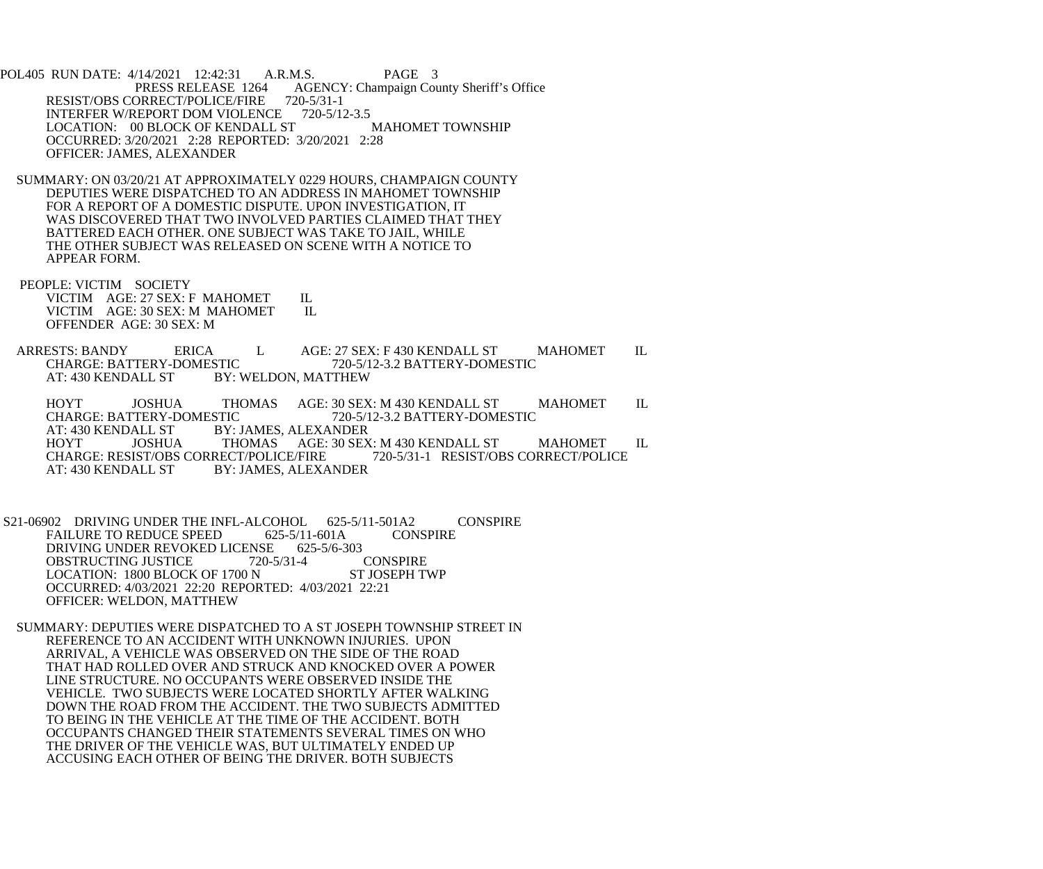POL405 RUN DATE: 4/14/2021 12:42:31 A.R.M.S. PAGE 3
PRESS RELEASE 1264 AGENCY: Champaign County Sheriff's Office

RESIST/OBS CORRECT/POLICE/FIRE 720-5/31-1
INTERFER W/REPORT DOM VIOLENCE 720-5/12-3.5
LOCATION: 00 BLOCK OF KENDALL ST MAHOMET TOWNSHIP
OCCURRED: 3/20/2021 2:28 REPORTED: 3/20/2021 2:28
OFFICER: JAMES, ALEXANDER

SUMMARY: ON 03/20/21 AT APPROXIMATELY 0229 HOURS, CHAMPAIGN COUNTY DEPUTIES WERE DISPATCHED TO AN ADDRESS IN MAHOMET TOWNSHIP FOR A REPORT OF A DOMESTIC DISPUTE. UPON INVESTIGATION, IT WAS DISCOVERED THAT TWO INVOLVED PARTIES CLAIMED THAT THEY BATTERED EACH OTHER. ONE SUBJECT WAS TAKE TO JAIL, WHILE THE OTHER SUBJECT WAS RELEASED ON SCENE WITH A NOTICE TO APPEAR FORM.

PEOPLE: VICTIM SOCIETY
VICTIM AGE: 27 SEX: F MAHOMET IL
VICTIM AGE: 30 SEX: M MAHOMET IL
OFFENDER AGE: 30 SEX: M

ARRESTS: BANDY ERICA L AGE: 27 SEX: F 430 KENDALL ST MAHOMET IL
CHARGE: BATTERY-DOMESTIC 720-5/12-3.2 BATTERY-DOMESTIC
AT: 430 KENDALL ST BY: WELDON, MATTHEW

HOYT JOSHUA THOMAS AGE: 30 SEX: M 430 KENDALL ST MAHOMET IL
CHARGE: BATTERY-DOMESTIC 720-5/12-3.2 BATTERY-DOMESTIC
AT: 430 KENDALL ST BY: JAMES, ALEXANDER
HOYT JOSHUA THOMAS AGE: 30 SEX: M 430 KENDALL ST MAHOMET IL
CHARGE: RESIST/OBS CORRECT/POLICE/FIRE 720-5/31-1 RESIST/OBS CORRECT/POLICE
AT: 430 KENDALL ST BY: JAMES, ALEXANDER

S21-06902 DRIVING UNDER THE INFL-ALCOHOL 625-5/11-501A2 CONSPIRE
FAILURE TO REDUCE SPEED 625-5/11-601A CONSPIRE
DRIVING UNDER REVOKED LICENSE 625-5/6-303
OBSTRUCTING JUSTICE 720-5/31-4 CONSPIRE
LOCATION: 1800 BLOCK OF 1700 N ST JOSEPH TWP
OCCURRED: 4/03/2021 22:20 REPORTED: 4/03/2021 22:21
OFFICER: WELDON, MATTHEW

SUMMARY: DEPUTIES WERE DISPATCHED TO A ST JOSEPH TOWNSHIP STREET IN REFERENCE TO AN ACCIDENT WITH UNKNOWN INJURIES. UPON ARRIVAL, A VEHICLE WAS OBSERVED ON THE SIDE OF THE ROAD THAT HAD ROLLED OVER AND STRUCK AND KNOCKED OVER A POWER LINE STRUCTURE. NO OCCUPANTS WERE OBSERVED INSIDE THE VEHICLE. TWO SUBJECTS WERE LOCATED SHORTLY AFTER WALKING DOWN THE ROAD FROM THE ACCIDENT. THE TWO SUBJECTS ADMITTED TO BEING IN THE VEHICLE AT THE TIME OF THE ACCIDENT. BOTH OCCUPANTS CHANGED THEIR STATEMENTS SEVERAL TIMES ON WHO THE DRIVER OF THE VEHICLE WAS, BUT ULTIMATELY ENDED UP ACCUSING EACH OTHER OF BEING THE DRIVER. BOTH SUBJECTS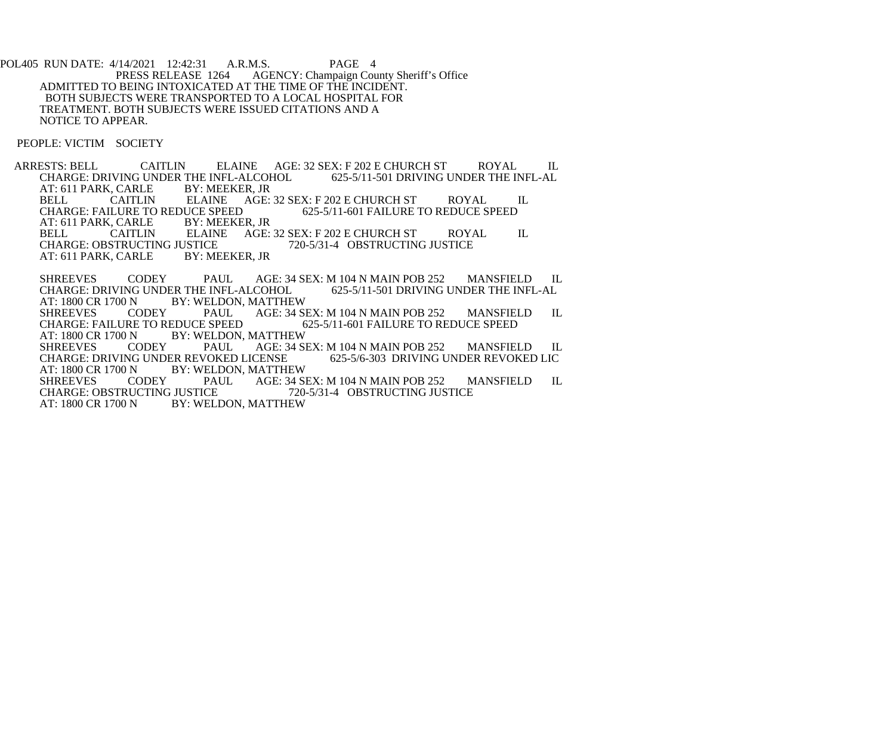ADMITTED TO BEING INTOXICATED AT THE TIME OF THE INCIDENT. BOTH SUBJECTS WERE TRANSPORTED TO A LOCAL HOSPITAL FOR TREATMENT. BOTH SUBJECTS WERE ISSUED CITATIONS AND A NOTICE TO APPEAR.

PEOPLE: VICTIM SOCIETY

ARRESTS: BELL CAITLIN ELAINE AGE: 32 SEX: F 202 E CHURCH ST ROYAL IL
CHARGE: DRIVING UNDER THE INFL-ALCOHOL 625-5/11-501 DRIVING UNDER THE INFL-AL
AT: 611 PARK, CARLE BY: MEEKER, JR
BELL CAITLIN ELAINE AGE: 32 SEX: F 202 E CHURCH ST ROYAL IL
CHARGE: FAILURE TO REDUCE SPEED 625-5/11-601 FAILURE TO REDUCE SPEED
AT: 611 PARK, CARLE BY: MEEKER, JR
BELL CAITLIN ELAINE AGE: 32 SEX: F 202 E CHURCH ST ROYAL IL
CHARGE: OBSTRUCTING JUSTICE 720-5/31-4 OBSTRUCTING JUSTICE
AT: 611 PARK, CARLE BY: MEEKER, JR

SHREEVES CODEY PAUL AGE: 34 SEX: M 104 N MAIN POB 252 MANSFIELD IL
CHARGE: DRIVING UNDER THE INFL-ALCOHOL 625-5/11-501 DRIVING UNDER THE INFL-AL
AT: 1800 CR 1700 N BY: WELDON, MATTHEW
SHREEVES CODEY PAUL AGE: 34 SEX: M 104 N MAIN POB 252 MANSFIELD IL
CHARGE: FAILURE TO REDUCE SPEED 625-5/11-601 FAILURE TO REDUCE SPEED
AT: 1800 CR 1700 N BY: WELDON, MATTHEW
SHREEVES CODEY PAUL AGE: 34 SEX: M 104 N MAIN POB 252 MANSFIELD IL
CHARGE: DRIVING UNDER REVOKED LICENSE 625-5/6-303 DRIVING UNDER REVOKED LIC
AT: 1800 CR 1700 N BY: WELDON, MATTHEW
SHREEVES CODEY PAUL AGE: 34 SEX: M 104 N MAIN POB 252 MANSFIELD IL
CHARGE: OBSTRUCTING JUSTICE 720-5/31-4 OBSTRUCTING JUSTICE
AT: 1800 CR 1700 N BY: WELDON, MATTHEW